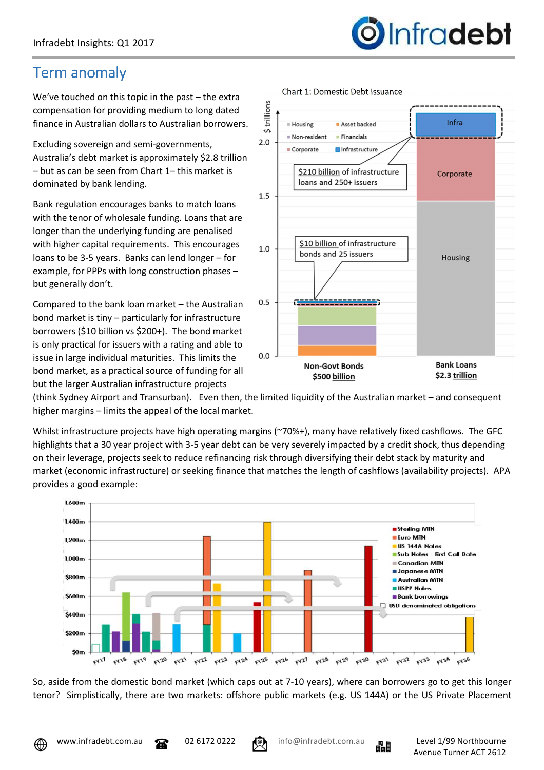# Term anomaly

We've touched on this topic in the past – the extra compensation for providing medium to long dated finance in Australian dollars to Australian borrowers.

Excluding sovereign and semi-governments, Australia's debt market is approximately $2.8 trillion – but as can be seen from Chart 1– this market is dominated by bank lending.

Bank regulation encourages banks to match loans with the tenor of wholesale funding. Loans that are longer than the underlying funding are penalised with higher capital requirements. This encourages loans to be 3-5 years. Banks can lend longer – for example, for PPPs with long construction phases – but generally don't.

Compared to the bank loan market – the Australian bond market is tiny – particularly for infrastructure borrowers ($10 billion vs $200+). The bond market is only practical for issuers with a rating and able to issue in large individual maturities. This limits the bond market, as a practical source of funding for all but the larger Australian infrastructure projects (think Sydney Airport and Transurban). Even then, the limited liquidity of the Australian market – and consequent higher margins – limits the appeal of the local market.

Chart 1: Domestic Debt Issuance

Whilst infrastructure projects have high operating margins (~70%+), many have relatively fixed cashflows. The GFC highlights that a 30 year project with 3-5 year debt can be very severely impacted by a credit shock, thus depending on their leverage, projects seek to reduce refinancing risk through diversifying their debt stack by maturity and market (economic infrastructure) or seeking finance that matches the length of cashflows (availability projects). APA provides a good example:

So, aside from the domestic bond market (which caps out at 7-10 years), where can borrowers go to get this longer tenor? Simplistically, there are two markets: offshore public markets (e.g. US 144A) or the US Private Placement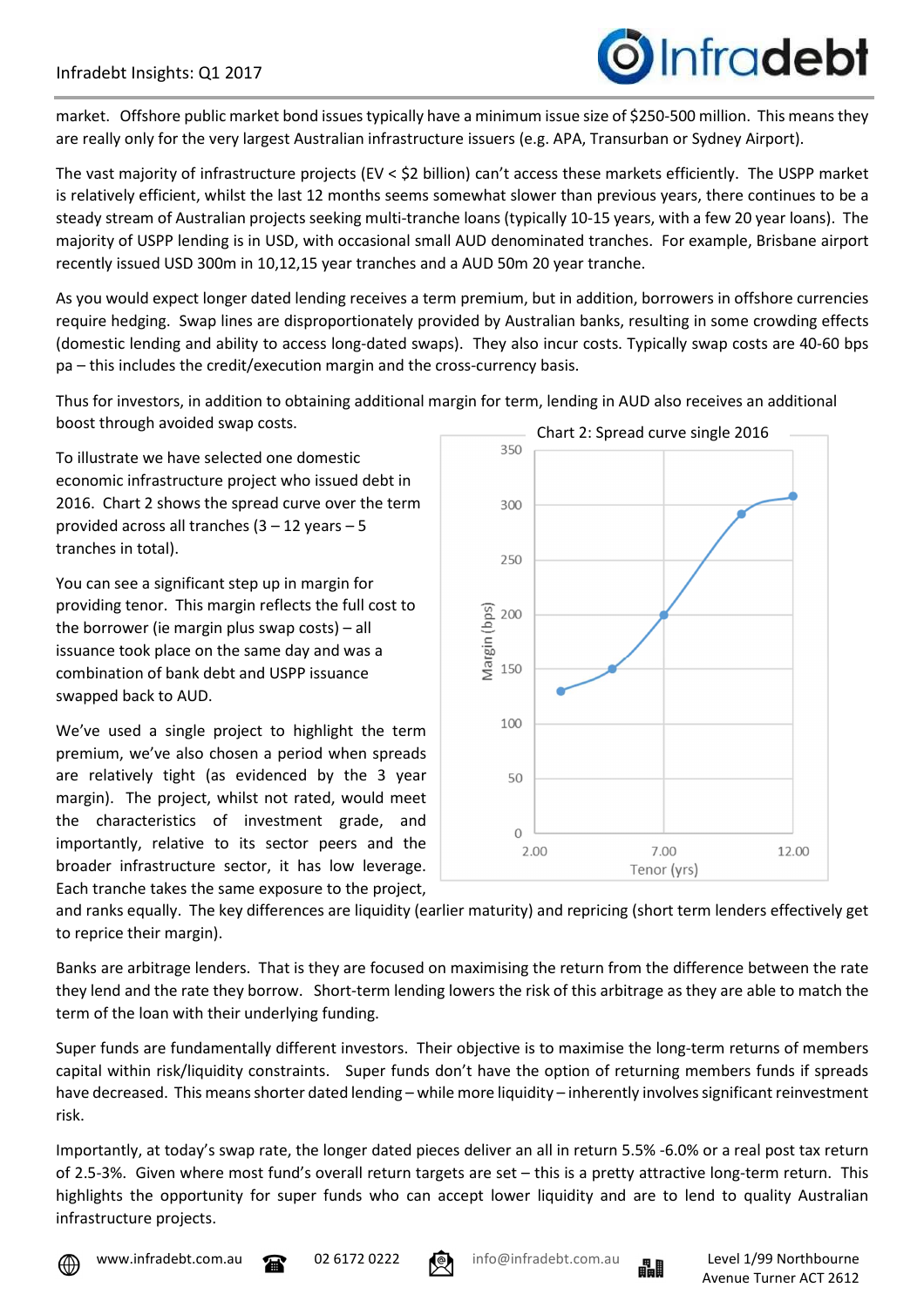market. Offshore public market bond issues typically have a minimum issue size of $250-500 million. This means they are really only for the very largest Australian infrastructure issuers (e.g. APA, Transurban or Sydney Airport).

The vast majority of infrastructure projects (EV < $2 billion) can't access these markets efficiently. The USPP market is relatively efficient, whilst the last 12 months seems somewhat slower than previous years, there continues to be a steady stream of Australian projects seeking multi-tranche loans (typically 10-15 years, with a few 20 year loans). The majority of USPP lending is in USD, with occasional small AUD denominated tranches. For example, Brisbane airport recently issued USD 300m in 10,12,15 year tranches and a AUD 50m 20 year tranche.

As you would expect longer dated lending receives a term premium, but in addition, borrowers in offshore currencies require hedging. Swap lines are disproportionately provided by Australian banks, resulting in some crowding effects (domestic lending and ability to access long-dated swaps). They also incur costs. Typically swap costs are 40-60 bps pa – this includes the credit/execution margin and the cross-currency basis.

Thus for investors, in addition to obtaining additional margin for term, lending in AUD also receives an additional boost through avoided swap costs.

To illustrate we have selected one domestic economic infrastructure project who issued debt in 2016. Chart 2 shows the spread curve over the term provided across all tranches (3 – 12 years – 5 tranches in total).

Chart 2: Spread curve single 2016

Margin (bps)
350
300
250
200
150
100
50
0
2.00
7.00
12.00
Tenor (yrs)

You can see a significant step up in margin for providing tenor. This margin reflects the full cost to the borrower (ie margin plus swap costs) – all issuance took place on the same day and was a combination of bank debt and USPP issuance swapped back to AUD.

We've used a single project to highlight the term premium, we've also chosen a period when spreads are relatively tight (as evidenced by the 3 year margin). The project, whilst not rated, would meet the characteristics of investment grade, and importantly, relative to its sector peers and the broader infrastructure sector, it has low leverage. Each tranche takes the same exposure to the project, and ranks equally. The key differences are liquidity (earlier maturity) and repricing (short term lenders effectively get to reprice their margin).

Banks are arbitrage lenders. That is they are focused on maximising the return from the difference between the rate they lend and the rate they borrow. Short-term lending lowers the risk of this arbitrage as they are able to match the term of the loan with their underlying funding.

Super funds are fundamentally different investors. Their objective is to maximise the long-term returns of members capital within risk/liquidity constraints. Super funds don't have the option of returning members funds if spreads have decreased. This means shorter dated lending – while more liquidity – inherently involves significant reinvestment risk.

Importantly, at today's swap rate, the longer dated pieces deliver an all in return 5.5% -6.0% or a real post tax return of 2.5-3%. Given where most fund's overall return targets are set – this is a pretty attractive long-term return. This highlights the opportunity for super funds who can accept lower liquidity and are to lend to quality Australian infrastructure projects.

www.infradebt.com.au 02 6172 0222 info@infradebt.com.au Level 1/99 Northbourne Avenue Turner ACT 2612